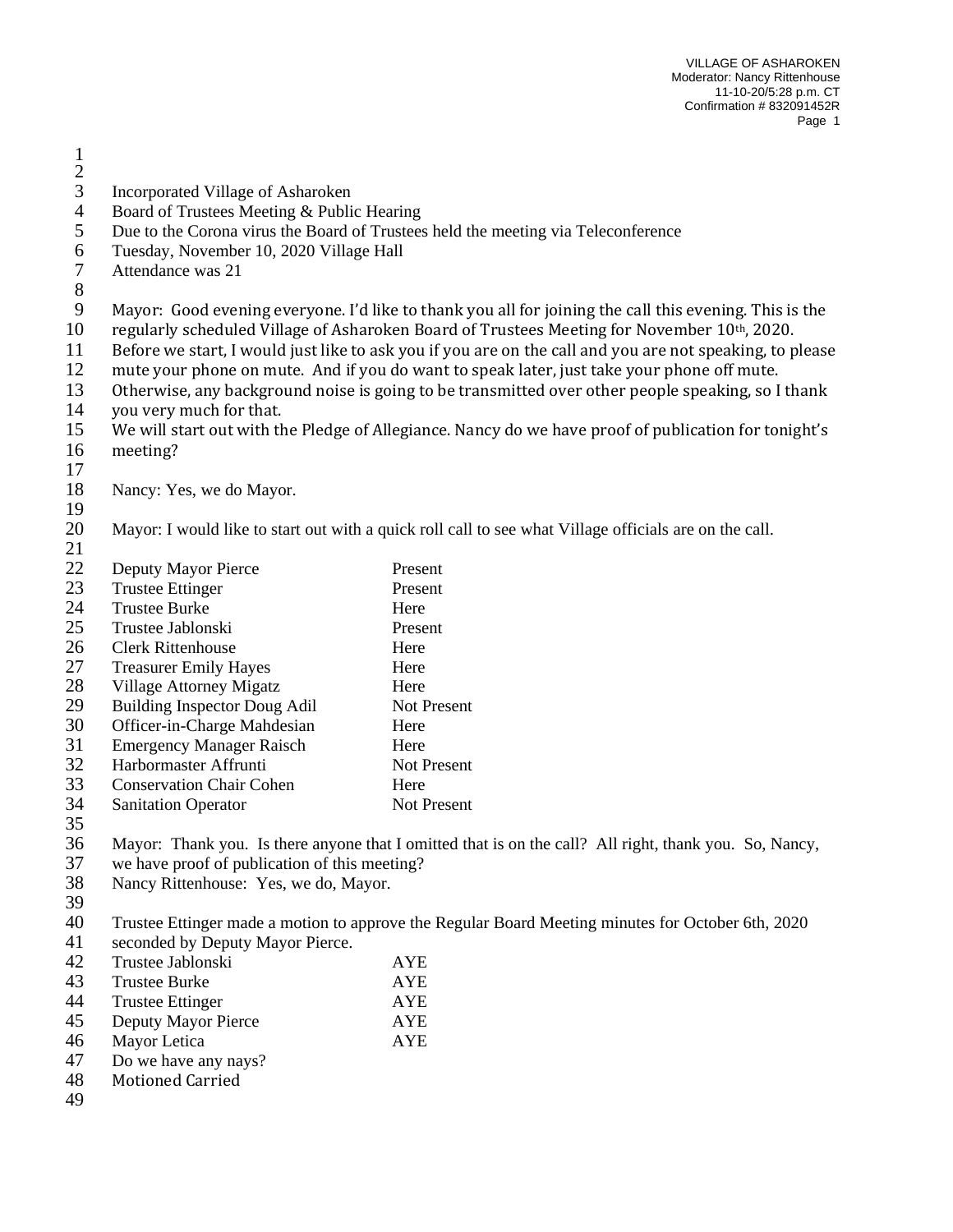Incorporated Village of Asharoken
Board of Trustees Meeting & Public Hearing
Due to the Corona virus the Board of Trustees held the meeting via Teleconference
Tuesday, November 10, 2020 Village Hall
Attendance was 21

Mayor: Good evening everyone. I'd like to thank you all for joining the call this evening. This is the regularly scheduled Village of Asharoken Board of Trustees Meeting for November 10th, 2020. Before we start, I would just like to ask you if you are on the call and you are not speaking, to please mute your phone on mute. And if you do want to speak later, just take your phone off mute. Otherwise, any background noise is going to be transmitted over other people speaking, so I thank you very much for that.
We will start out with the Pledge of Allegiance. Nancy do we have proof of publication for tonight's meeting?

Nancy: Yes, we do Mayor.

Mayor: I would like to start out with a quick roll call to see what Village officials are on the call.

| | |
|---|---|
| Deputy Mayor Pierce | Present |
| Trustee Ettinger | Present |
| Trustee Burke | Here |
| Trustee Jablonski | Present |
| Clerk Rittenhouse | Here |
| Treasurer Emily Hayes | Here |
| Village Attorney Migatz | Here |
| Building Inspector Doug Adil | Not Present |
| Officer-in-Charge Mahdesian | Here |
| Emergency Manager Raisch | Here |
| Harbormaster Affrunti | Not Present |
| Conservation Chair Cohen | Here |
| Sanitation Operator | Not Present |

Mayor: Thank you. Is there anyone that I omitted that is on the call? All right, thank you. So, Nancy, we have proof of publication of this meeting?
Nancy Rittenhouse: Yes, we do, Mayor.

Trustee Ettinger made a motion to approve the Regular Board Meeting minutes for October 6th, 2020 seconded by Deputy Mayor Pierce.

| | |
|---|---|
| Trustee Jablonski | AYE |
| Trustee Burke | AYE |
| Trustee Ettinger | AYE |
| Deputy Mayor Pierce | AYE |
| Mayor Letica | AYE |

Do we have any nays?
Motioned Carried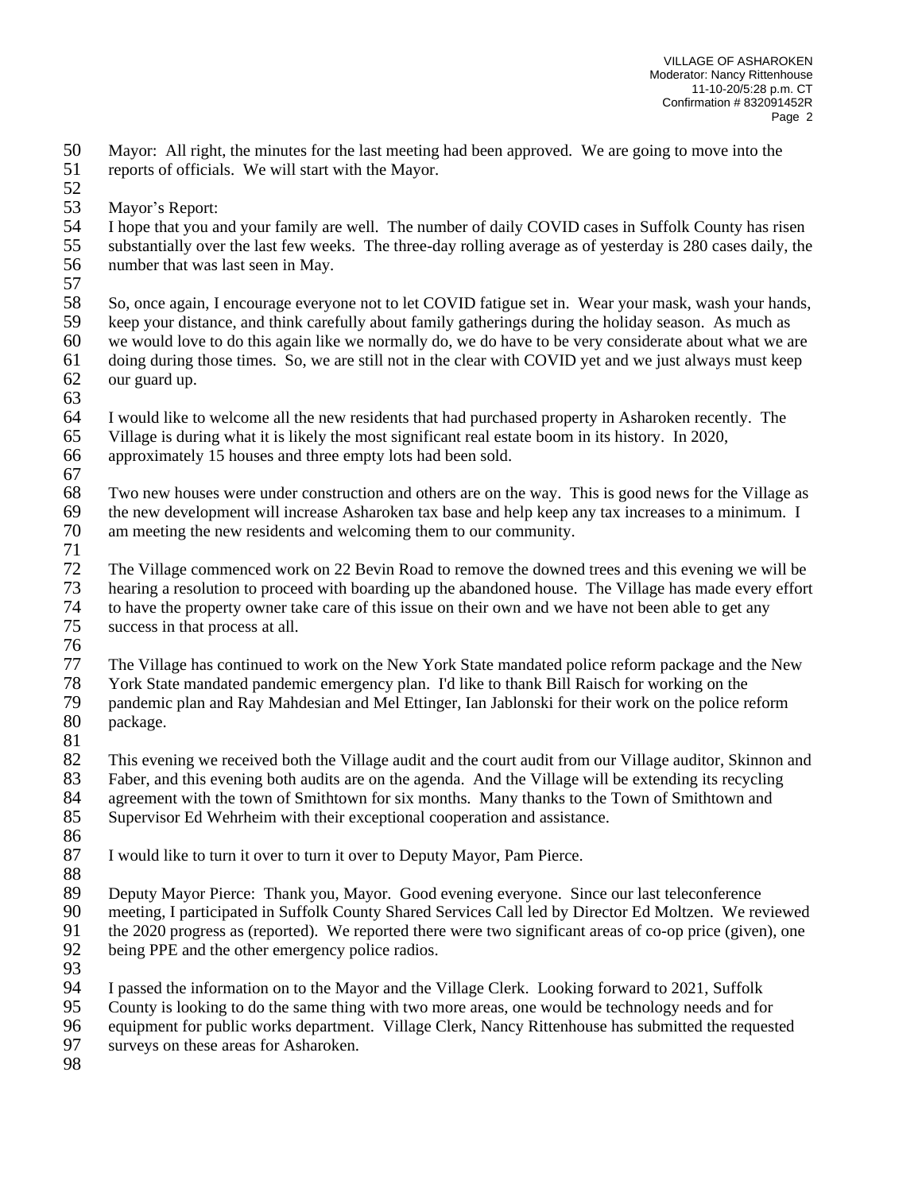Mayor: All right, the minutes for the last meeting had been approved. We are going to move into the reports of officials. We will start with the Mayor.

Mayor's Report:
I hope that you and your family are well. The number of daily COVID cases in Suffolk County has risen substantially over the last few weeks. The three-day rolling average as of yesterday is 280 cases daily, the number that was last seen in May.

So, once again, I encourage everyone not to let COVID fatigue set in. Wear your mask, wash your hands, keep your distance, and think carefully about family gatherings during the holiday season. As much as we would love to do this again like we normally do, we do have to be very considerate about what we are doing during those times. So, we are still not in the clear with COVID yet and we just always must keep our guard up.

I would like to welcome all the new residents that had purchased property in Asharoken recently. The Village is during what it is likely the most significant real estate boom in its history. In 2020, approximately 15 houses and three empty lots had been sold.

Two new houses were under construction and others are on the way. This is good news for the Village as the new development will increase Asharoken tax base and help keep any tax increases to a minimum. I am meeting the new residents and welcoming them to our community.

The Village commenced work on 22 Bevin Road to remove the downed trees and this evening we will be hearing a resolution to proceed with boarding up the abandoned house. The Village has made every effort to have the property owner take care of this issue on their own and we have not been able to get any success in that process at all.

The Village has continued to work on the New York State mandated police reform package and the New York State mandated pandemic emergency plan. I'd like to thank Bill Raisch for working on the pandemic plan and Ray Mahdesian and Mel Ettinger, Ian Jablonski for their work on the police reform package.

This evening we received both the Village audit and the court audit from our Village auditor, Skinnon and Faber, and this evening both audits are on the agenda. And the Village will be extending its recycling agreement with the town of Smithtown for six months. Many thanks to the Town of Smithtown and Supervisor Ed Wehrheim with their exceptional cooperation and assistance.

I would like to turn it over to turn it over to Deputy Mayor, Pam Pierce.

Deputy Mayor Pierce: Thank you, Mayor. Good evening everyone. Since our last teleconference meeting, I participated in Suffolk County Shared Services Call led by Director Ed Moltzen. We reviewed the 2020 progress as (reported). We reported there were two significant areas of co-op price (given), one being PPE and the other emergency police radios.

I passed the information on to the Mayor and the Village Clerk. Looking forward to 2021, Suffolk County is looking to do the same thing with two more areas, one would be technology needs and for equipment for public works department. Village Clerk, Nancy Rittenhouse has submitted the requested surveys on these areas for Asharoken.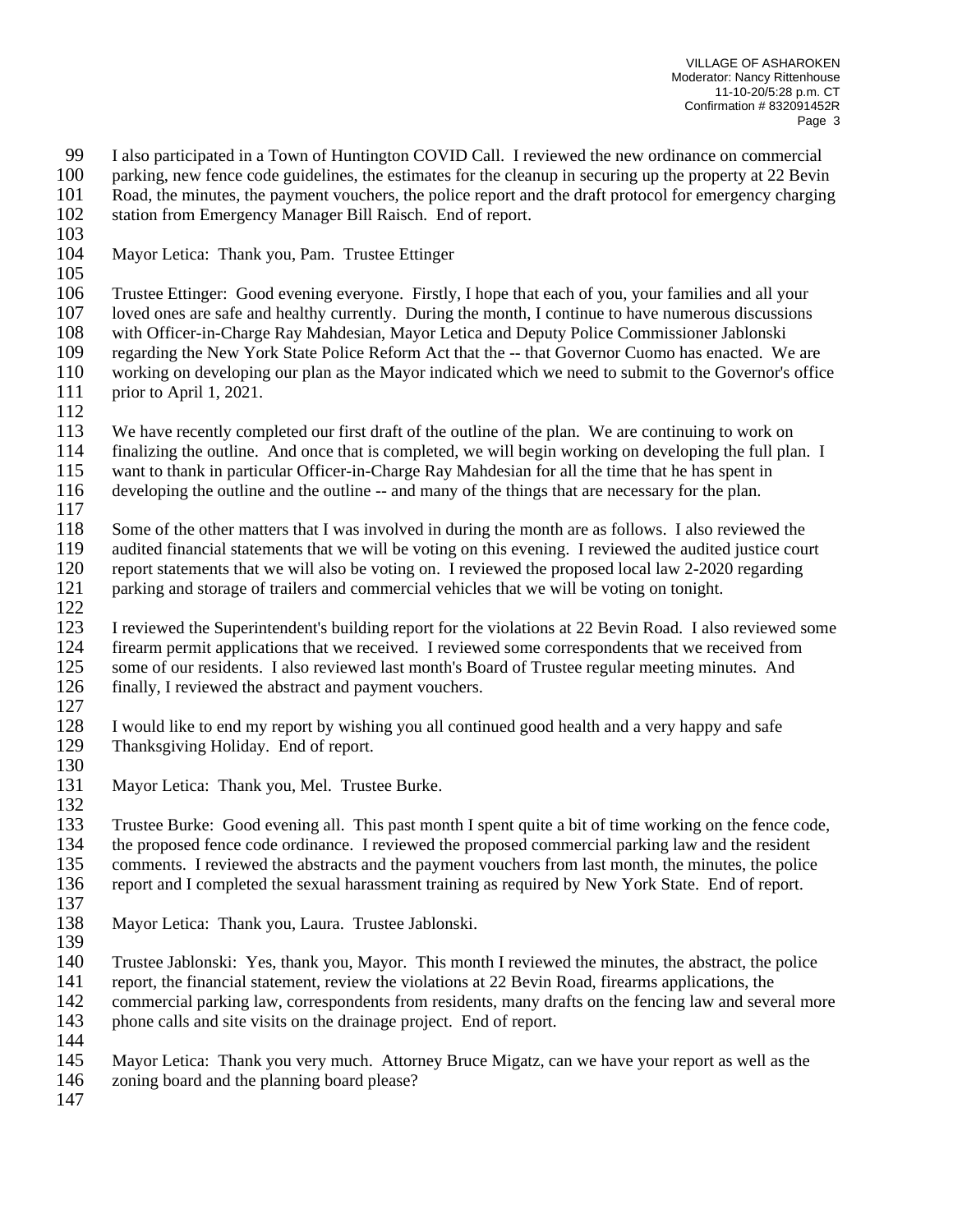I also participated in a Town of Huntington COVID Call. I reviewed the new ordinance on commercial parking, new fence code guidelines, the estimates for the cleanup in securing up the property at 22 Bevin Road, the minutes, the payment vouchers, the police report and the draft protocol for emergency charging station from Emergency Manager Bill Raisch. End of report.

Mayor Letica: Thank you, Pam. Trustee Ettinger

Trustee Ettinger: Good evening everyone. Firstly, I hope that each of you, your families and all your loved ones are safe and healthy currently. During the month, I continue to have numerous discussions with Officer-in-Charge Ray Mahdesian, Mayor Letica and Deputy Police Commissioner Jablonski regarding the New York State Police Reform Act that the -- that Governor Cuomo has enacted. We are working on developing our plan as the Mayor indicated which we need to submit to the Governor's office prior to April 1, 2021.

We have recently completed our first draft of the outline of the plan. We are continuing to work on finalizing the outline. And once that is completed, we will begin working on developing the full plan. I want to thank in particular Officer-in-Charge Ray Mahdesian for all the time that he has spent in developing the outline and the outline -- and many of the things that are necessary for the plan.

Some of the other matters that I was involved in during the month are as follows. I also reviewed the audited financial statements that we will be voting on this evening. I reviewed the audited justice court report statements that we will also be voting on. I reviewed the proposed local law 2-2020 regarding parking and storage of trailers and commercial vehicles that we will be voting on tonight.

I reviewed the Superintendent's building report for the violations at 22 Bevin Road. I also reviewed some firearm permit applications that we received. I reviewed some correspondents that we received from some of our residents. I also reviewed last month's Board of Trustee regular meeting minutes. And finally, I reviewed the abstract and payment vouchers.

I would like to end my report by wishing you all continued good health and a very happy and safe Thanksgiving Holiday. End of report.

Mayor Letica: Thank you, Mel. Trustee Burke.

Trustee Burke: Good evening all. This past month I spent quite a bit of time working on the fence code, the proposed fence code ordinance. I reviewed the proposed commercial parking law and the resident comments. I reviewed the abstracts and the payment vouchers from last month, the minutes, the police report and I completed the sexual harassment training as required by New York State. End of report.

Mayor Letica: Thank you, Laura. Trustee Jablonski.

Trustee Jablonski: Yes, thank you, Mayor. This month I reviewed the minutes, the abstract, the police report, the financial statement, review the violations at 22 Bevin Road, firearms applications, the commercial parking law, correspondents from residents, many drafts on the fencing law and several more phone calls and site visits on the drainage project. End of report.

Mayor Letica: Thank you very much. Attorney Bruce Migatz, can we have your report as well as the zoning board and the planning board please?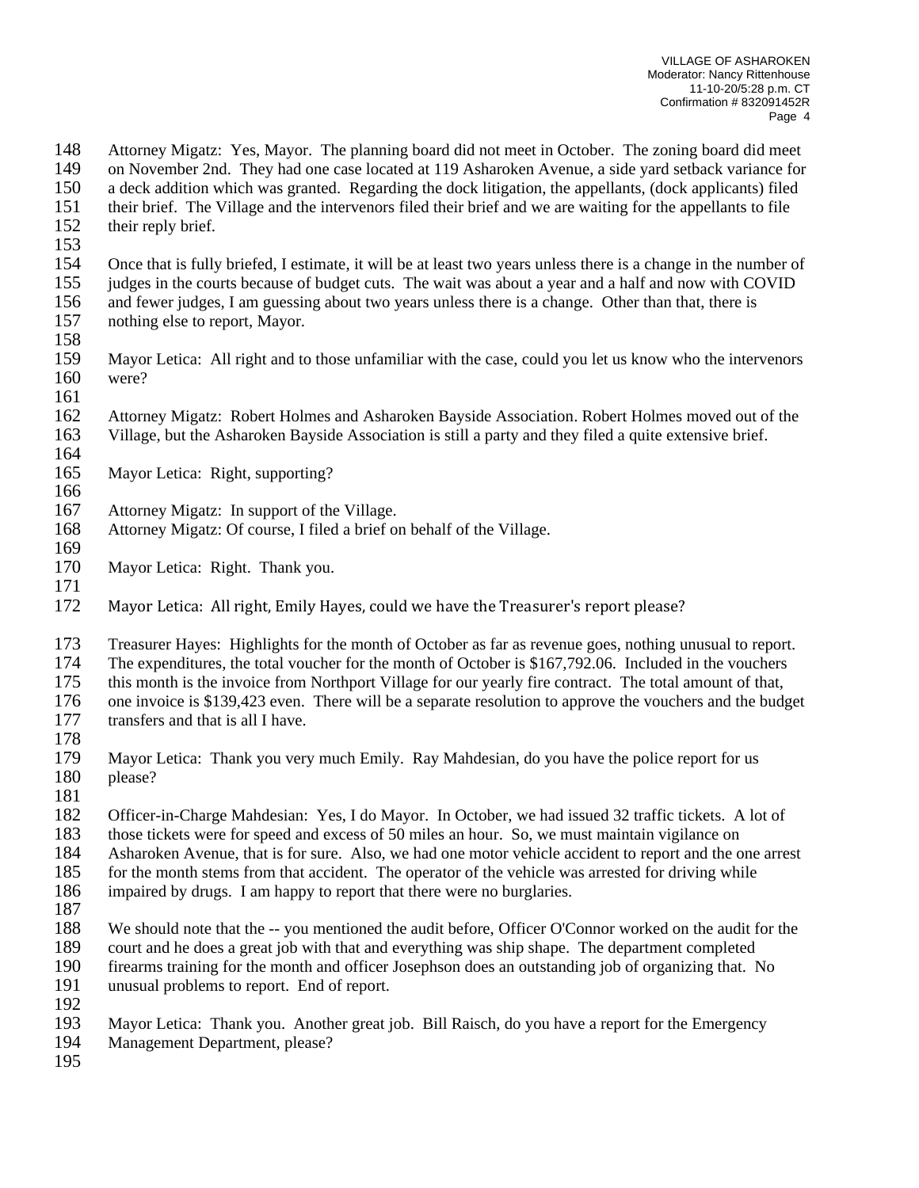Attorney Migatz: Yes, Mayor. The planning board did not meet in October. The zoning board did meet on November 2nd. They had one case located at 119 Asharoken Avenue, a side yard setback variance for a deck addition which was granted. Regarding the dock litigation, the appellants, (dock applicants) filed their brief. The Village and the intervenors filed their brief and we are waiting for the appellants to file their reply brief.

Once that is fully briefed, I estimate, it will be at least two years unless there is a change in the number of judges in the courts because of budget cuts. The wait was about a year and a half and now with COVID and fewer judges, I am guessing about two years unless there is a change. Other than that, there is nothing else to report, Mayor.

Mayor Letica: All right and to those unfamiliar with the case, could you let us know who the intervenors were?

Attorney Migatz: Robert Holmes and Asharoken Bayside Association. Robert Holmes moved out of the Village, but the Asharoken Bayside Association is still a party and they filed a quite extensive brief.

Mayor Letica: Right, supporting?

Attorney Migatz: In support of the Village.
Attorney Migatz: Of course, I filed a brief on behalf of the Village.

Mayor Letica: Right. Thank you.

Mayor Letica: All right, Emily Hayes, could we have the Treasurer's report please?

Treasurer Hayes: Highlights for the month of October as far as revenue goes, nothing unusual to report. The expenditures, the total voucher for the month of October is $167,792.06. Included in the vouchers this month is the invoice from Northport Village for our yearly fire contract. The total amount of that, one invoice is $139,423 even. There will be a separate resolution to approve the vouchers and the budget transfers and that is all I have.

Mayor Letica: Thank you very much Emily. Ray Mahdesian, do you have the police report for us please?

Officer-in-Charge Mahdesian: Yes, I do Mayor. In October, we had issued 32 traffic tickets. A lot of those tickets were for speed and excess of 50 miles an hour. So, we must maintain vigilance on Asharoken Avenue, that is for sure. Also, we had one motor vehicle accident to report and the one arrest for the month stems from that accident. The operator of the vehicle was arrested for driving while impaired by drugs. I am happy to report that there were no burglaries.

We should note that the -- you mentioned the audit before, Officer O'Connor worked on the audit for the court and he does a great job with that and everything was ship shape. The department completed firearms training for the month and officer Josephson does an outstanding job of organizing that. No unusual problems to report. End of report.

Mayor Letica: Thank you. Another great job. Bill Raisch, do you have a report for the Emergency Management Department, please?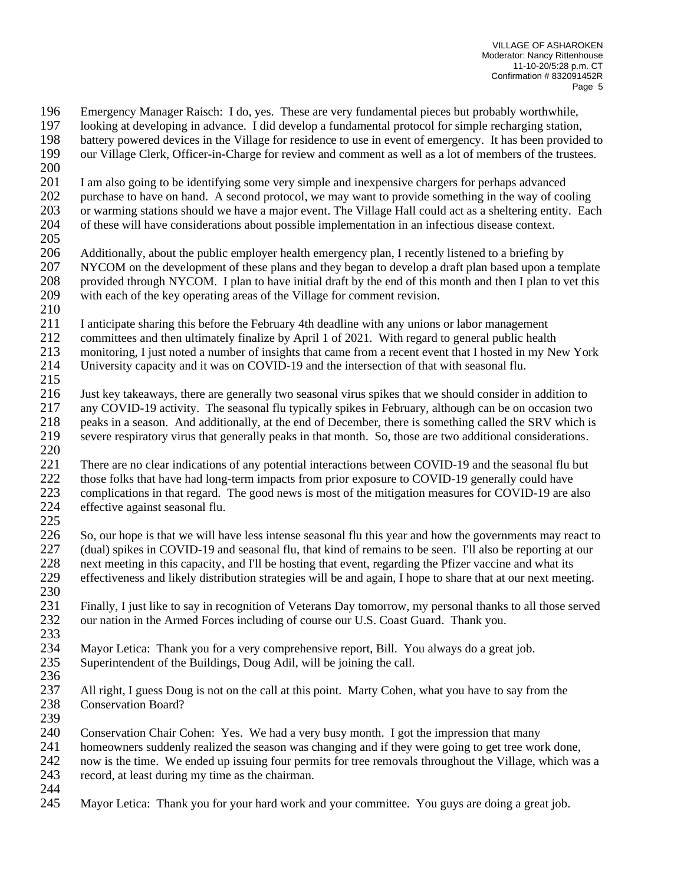196 Emergency Manager Raisch: I do, yes. These are very fundamental pieces but probably worthwhile,
197 looking at developing in advance. I did develop a fundamental protocol for simple recharging station,
198 battery powered devices in the Village for residence to use in event of emergency. It has been provided to
199 our Village Clerk, Officer-in-Charge for review and comment as well as a lot of members of the trustees.
200
201 I am also going to be identifying some very simple and inexpensive chargers for perhaps advanced
202 purchase to have on hand. A second protocol, we may want to provide something in the way of cooling
203 or warming stations should we have a major event. The Village Hall could act as a sheltering entity. Each
204 of these will have considerations about possible implementation in an infectious disease context.
205
206 Additionally, about the public employer health emergency plan, I recently listened to a briefing by
207 NYCOM on the development of these plans and they began to develop a draft plan based upon a template
208 provided through NYCOM. I plan to have initial draft by the end of this month and then I plan to vet this
209 with each of the key operating areas of the Village for comment revision.
210
211 I anticipate sharing this before the February 4th deadline with any unions or labor management
212 committees and then ultimately finalize by April 1 of 2021. With regard to general public health
213 monitoring, I just noted a number of insights that came from a recent event that I hosted in my New York
214 University capacity and it was on COVID-19 and the intersection of that with seasonal flu.
215
216 Just key takeaways, there are generally two seasonal virus spikes that we should consider in addition to
217 any COVID-19 activity. The seasonal flu typically spikes in February, although can be on occasion two
218 peaks in a season. And additionally, at the end of December, there is something called the SRV which is
219 severe respiratory virus that generally peaks in that month. So, those are two additional considerations.
220
221 There are no clear indications of any potential interactions between COVID-19 and the seasonal flu but
222 those folks that have had long-term impacts from prior exposure to COVID-19 generally could have
223 complications in that regard. The good news is most of the mitigation measures for COVID-19 are also
224 effective against seasonal flu.
225
226 So, our hope is that we will have less intense seasonal flu this year and how the governments may react to
227 (dual) spikes in COVID-19 and seasonal flu, that kind of remains to be seen. I'll also be reporting at our
228 next meeting in this capacity, and I'll be hosting that event, regarding the Pfizer vaccine and what its
229 effectiveness and likely distribution strategies will be and again, I hope to share that at our next meeting.
230
231 Finally, I just like to say in recognition of Veterans Day tomorrow, my personal thanks to all those served
232 our nation in the Armed Forces including of course our U.S. Coast Guard. Thank you.
233
234 Mayor Letica: Thank you for a very comprehensive report, Bill. You always do a great job.
235 Superintendent of the Buildings, Doug Adil, will be joining the call.
236
237 All right, I guess Doug is not on the call at this point. Marty Cohen, what you have to say from the
238 Conservation Board?
239
240 Conservation Chair Cohen: Yes. We had a very busy month. I got the impression that many
241 homeowners suddenly realized the season was changing and if they were going to get tree work done,
242 now is the time. We ended up issuing four permits for tree removals throughout the Village, which was a
243 record, at least during my time as the chairman.
244
245 Mayor Letica: Thank you for your hard work and your committee. You guys are doing a great job.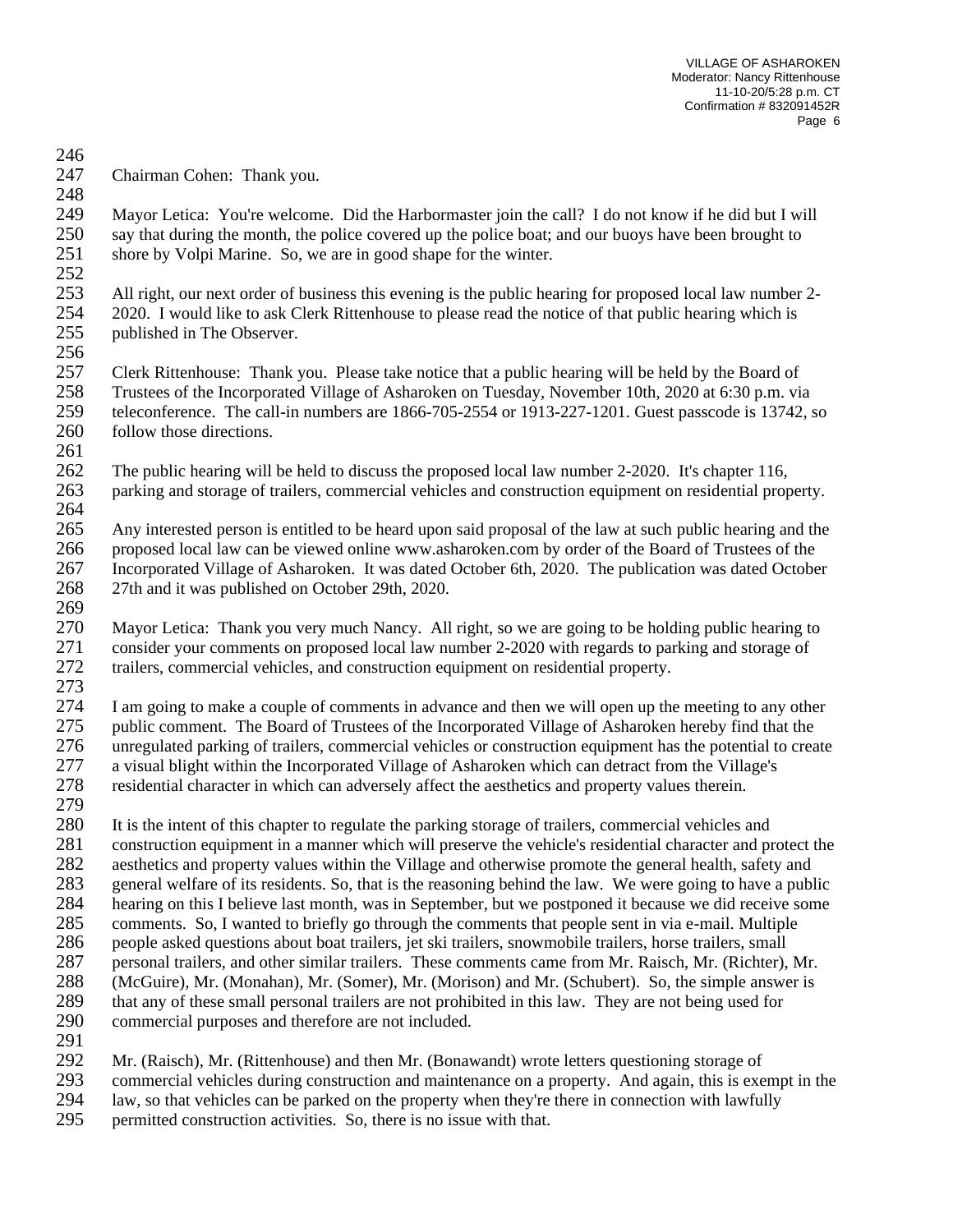Chairman Cohen: Thank you.

Mayor Letica: You're welcome. Did the Harbormaster join the call? I do not know if he did but I will say that during the month, the police covered up the police boat; and our buoys have been brought to shore by Volpi Marine. So, we are in good shape for the winter.

All right, our next order of business this evening is the public hearing for proposed local law number 2-2020. I would like to ask Clerk Rittenhouse to please read the notice of that public hearing which is published in The Observer.

Clerk Rittenhouse: Thank you. Please take notice that a public hearing will be held by the Board of Trustees of the Incorporated Village of Asharoken on Tuesday, November 10th, 2020 at 6:30 p.m. via teleconference. The call-in numbers are 1866-705-2554 or 1913-227-1201. Guest passcode is 13742, so follow those directions.

The public hearing will be held to discuss the proposed local law number 2-2020. It's chapter 116, parking and storage of trailers, commercial vehicles and construction equipment on residential property.

Any interested person is entitled to be heard upon said proposal of the law at such public hearing and the proposed local law can be viewed online www.asharoken.com by order of the Board of Trustees of the Incorporated Village of Asharoken. It was dated October 6th, 2020. The publication was dated October 27th and it was published on October 29th, 2020.

Mayor Letica: Thank you very much Nancy. All right, so we are going to be holding public hearing to consider your comments on proposed local law number 2-2020 with regards to parking and storage of trailers, commercial vehicles, and construction equipment on residential property.

I am going to make a couple of comments in advance and then we will open up the meeting to any other public comment. The Board of Trustees of the Incorporated Village of Asharoken hereby find that the unregulated parking of trailers, commercial vehicles or construction equipment has the potential to create a visual blight within the Incorporated Village of Asharoken which can detract from the Village's residential character in which can adversely affect the aesthetics and property values therein.

It is the intent of this chapter to regulate the parking storage of trailers, commercial vehicles and construction equipment in a manner which will preserve the vehicle's residential character and protect the aesthetics and property values within the Village and otherwise promote the general health, safety and general welfare of its residents. So, that is the reasoning behind the law. We were going to have a public hearing on this I believe last month, was in September, but we postponed it because we did receive some comments. So, I wanted to briefly go through the comments that people sent in via e-mail. Multiple people asked questions about boat trailers, jet ski trailers, snowmobile trailers, horse trailers, small personal trailers, and other similar trailers. These comments came from Mr. Raisch, Mr. (Richter), Mr. (McGuire), Mr. (Monahan), Mr. (Somer), Mr. (Morison) and Mr. (Schubert). So, the simple answer is that any of these small personal trailers are not prohibited in this law. They are not being used for commercial purposes and therefore are not included.

Mr. (Raisch), Mr. (Rittenhouse) and then Mr. (Bonawandt) wrote letters questioning storage of commercial vehicles during construction and maintenance on a property. And again, this is exempt in the law, so that vehicles can be parked on the property when they're there in connection with lawfully permitted construction activities. So, there is no issue with that.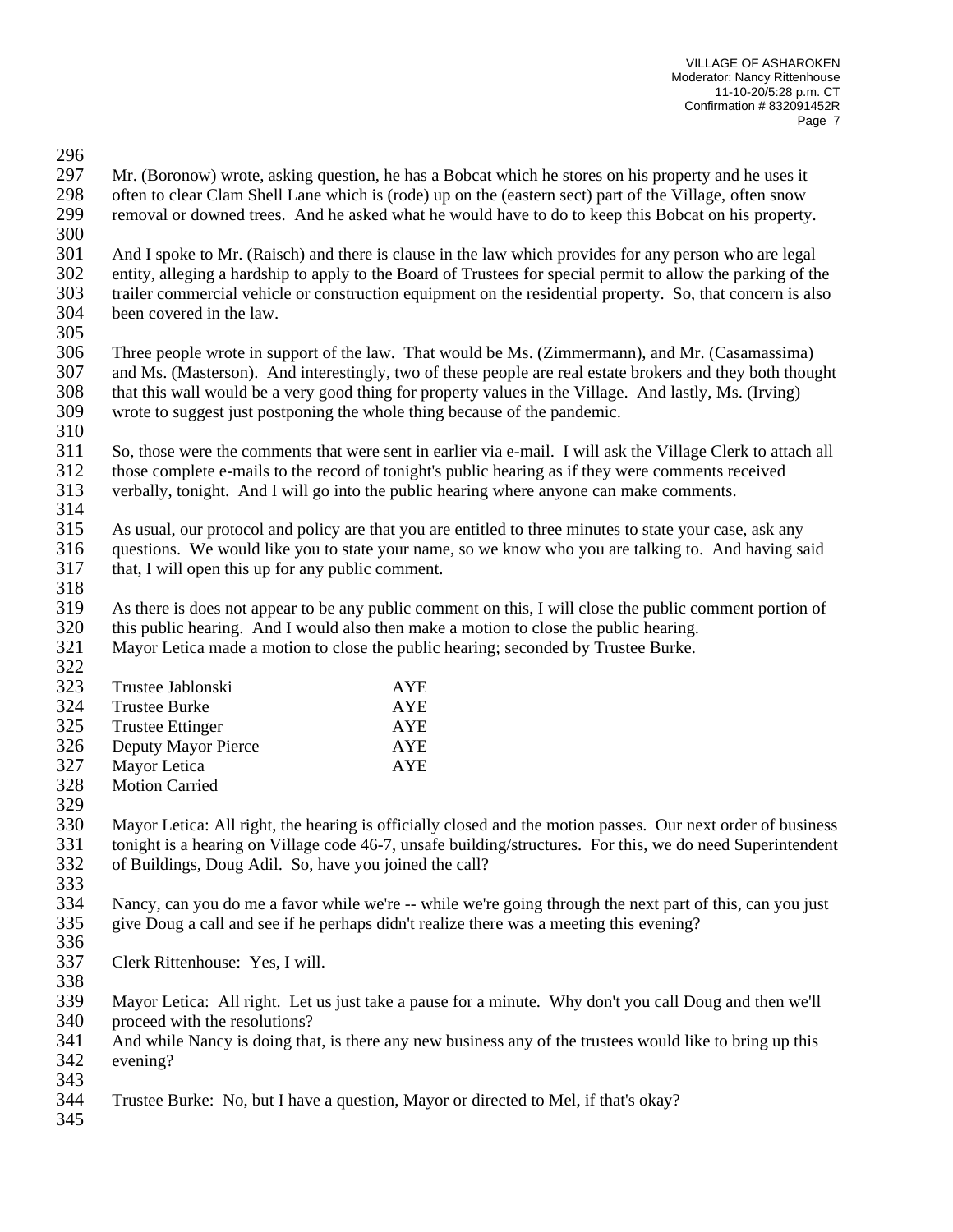Mr. (Boronow) wrote, asking question, he has a Bobcat which he stores on his property and he uses it often to clear Clam Shell Lane which is (rode) up on the (eastern sect) part of the Village, often snow removal or downed trees. And he asked what he would have to do to keep this Bobcat on his property.

And I spoke to Mr. (Raisch) and there is clause in the law which provides for any person who are legal entity, alleging a hardship to apply to the Board of Trustees for special permit to allow the parking of the trailer commercial vehicle or construction equipment on the residential property. So, that concern is also been covered in the law.

Three people wrote in support of the law. That would be Ms. (Zimmermann), and Mr. (Casamassima) and Ms. (Masterson). And interestingly, two of these people are real estate brokers and they both thought that this wall would be a very good thing for property values in the Village. And lastly, Ms. (Irving) wrote to suggest just postponing the whole thing because of the pandemic.

So, those were the comments that were sent in earlier via e-mail. I will ask the Village Clerk to attach all those complete e-mails to the record of tonight's public hearing as if they were comments received verbally, tonight. And I will go into the public hearing where anyone can make comments.

As usual, our protocol and policy are that you are entitled to three minutes to state your case, ask any questions. We would like you to state your name, so we know who you are talking to. And having said that, I will open this up for any public comment.

As there is does not appear to be any public comment on this, I will close the public comment portion of this public hearing. And I would also then make a motion to close the public hearing.
Mayor Letica made a motion to close the public hearing; seconded by Trustee Burke.

| | |
|---|---|
| Trustee Jablonski | AYE |
| Trustee Burke | AYE |
| Trustee Ettinger | AYE |
| Deputy Mayor Pierce | AYE |
| Mayor Letica | AYE |

Motion Carried

Mayor Letica: All right, the hearing is officially closed and the motion passes. Our next order of business tonight is a hearing on Village code 46-7, unsafe building/structures. For this, we do need Superintendent of Buildings, Doug Adil. So, have you joined the call?

Nancy, can you do me a favor while we're -- while we're going through the next part of this, can you just give Doug a call and see if he perhaps didn't realize there was a meeting this evening?

Clerk Rittenhouse: Yes, I will.

Mayor Letica: All right. Let us just take a pause for a minute. Why don't you call Doug and then we'll proceed with the resolutions?
And while Nancy is doing that, is there any new business any of the trustees would like to bring up this evening?

Trustee Burke: No, but I have a question, Mayor or directed to Mel, if that's okay?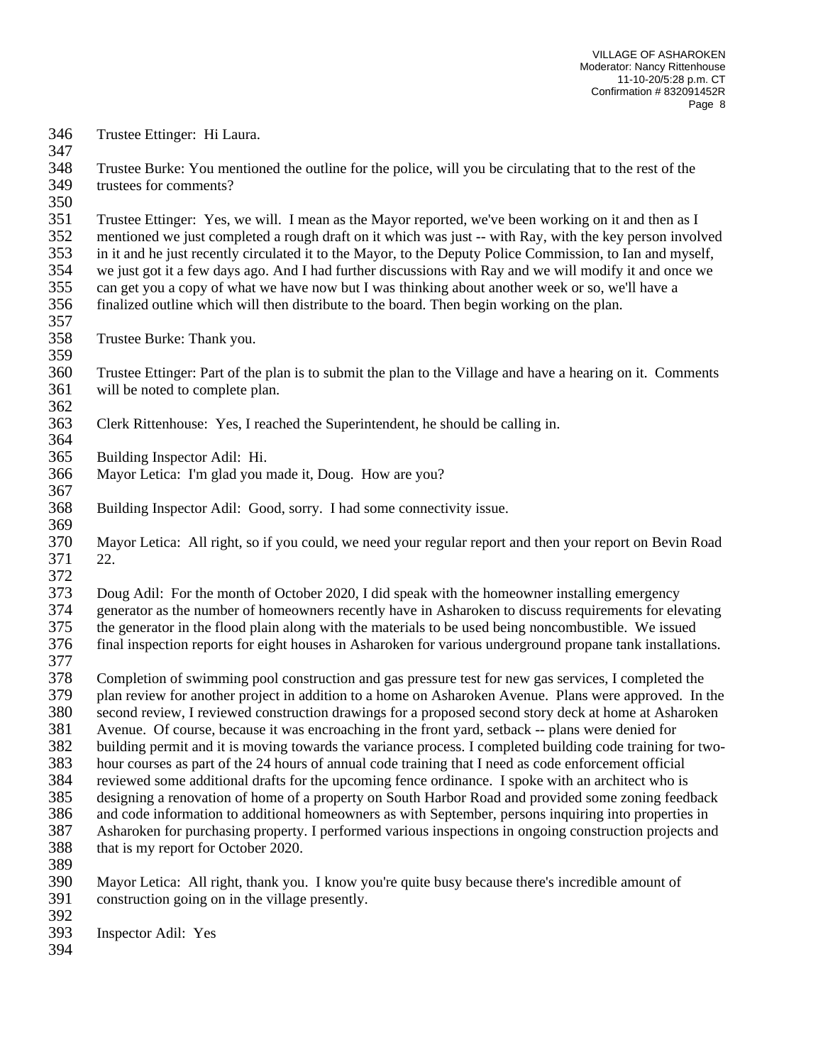Trustee Ettinger: Hi Laura.

Trustee Burke: You mentioned the outline for the police, will you be circulating that to the rest of the trustees for comments?

Trustee Ettinger: Yes, we will. I mean as the Mayor reported, we've been working on it and then as I mentioned we just completed a rough draft on it which was just -- with Ray, with the key person involved in it and he just recently circulated it to the Mayor, to the Deputy Police Commission, to Ian and myself, we just got it a few days ago. And I had further discussions with Ray and we will modify it and once we can get you a copy of what we have now but I was thinking about another week or so, we'll have a finalized outline which will then distribute to the board. Then begin working on the plan.

Trustee Burke: Thank you.

Trustee Ettinger: Part of the plan is to submit the plan to the Village and have a hearing on it. Comments will be noted to complete plan.

Clerk Rittenhouse: Yes, I reached the Superintendent, he should be calling in.

Building Inspector Adil: Hi.
Mayor Letica: I'm glad you made it, Doug. How are you?

Building Inspector Adil: Good, sorry. I had some connectivity issue.

Mayor Letica: All right, so if you could, we need your regular report and then your report on Bevin Road 22.

Doug Adil: For the month of October 2020, I did speak with the homeowner installing emergency generator as the number of homeowners recently have in Asharoken to discuss requirements for elevating the generator in the flood plain along with the materials to be used being noncombustible. We issued final inspection reports for eight houses in Asharoken for various underground propane tank installations.

Completion of swimming pool construction and gas pressure test for new gas services, I completed the plan review for another project in addition to a home on Asharoken Avenue. Plans were approved. In the second review, I reviewed construction drawings for a proposed second story deck at home at Asharoken Avenue. Of course, because it was encroaching in the front yard, setback -- plans were denied for building permit and it is moving towards the variance process. I completed building code training for two-hour courses as part of the 24 hours of annual code training that I need as code enforcement official reviewed some additional drafts for the upcoming fence ordinance. I spoke with an architect who is designing a renovation of home of a property on South Harbor Road and provided some zoning feedback and code information to additional homeowners as with September, persons inquiring into properties in Asharoken for purchasing property. I performed various inspections in ongoing construction projects and that is my report for October 2020.

Mayor Letica: All right, thank you. I know you're quite busy because there's incredible amount of construction going on in the village presently.

Inspector Adil: Yes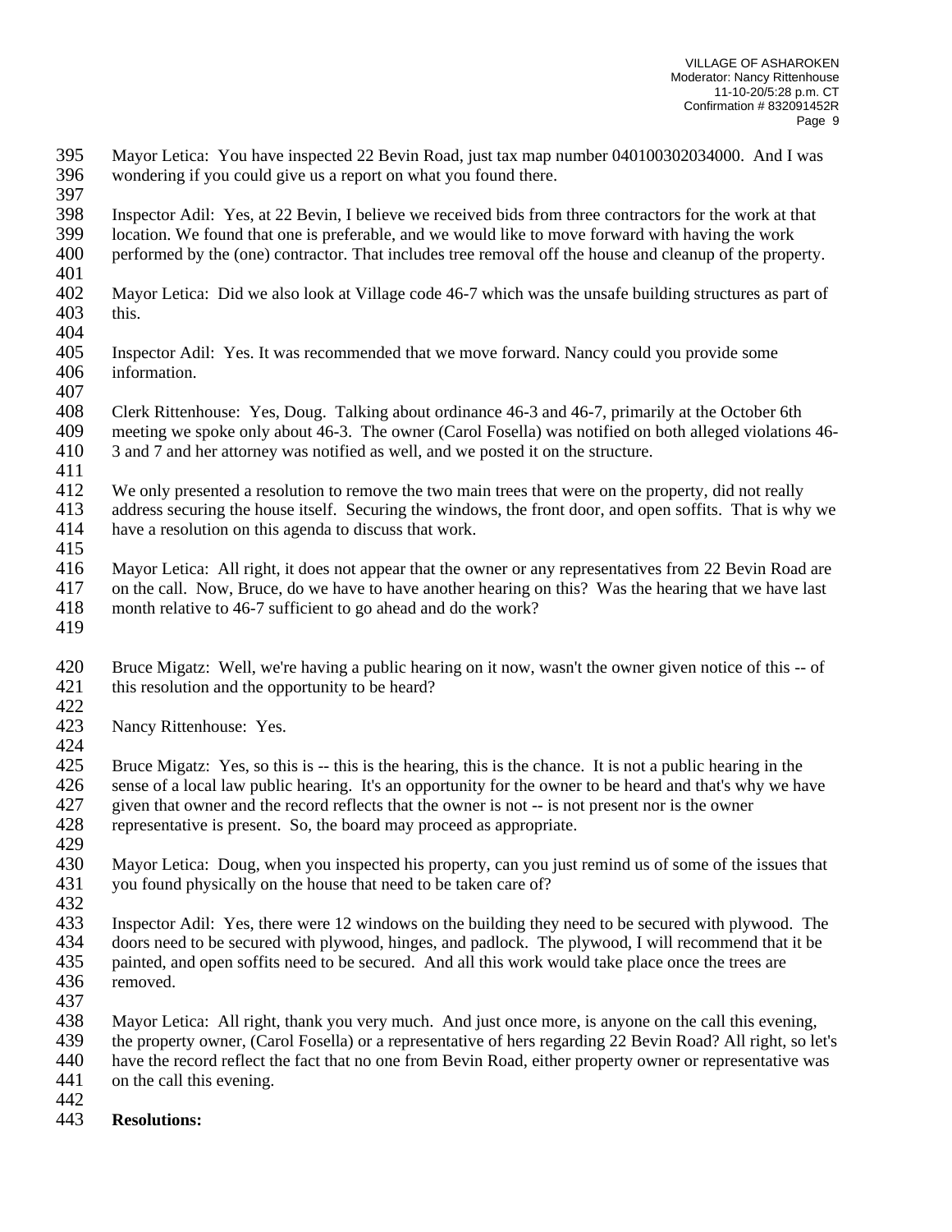Mayor Letica: You have inspected 22 Bevin Road, just tax map number 040100302034000. And I was wondering if you could give us a report on what you found there.

Inspector Adil: Yes, at 22 Bevin, I believe we received bids from three contractors for the work at that location. We found that one is preferable, and we would like to move forward with having the work performed by the (one) contractor. That includes tree removal off the house and cleanup of the property.

Mayor Letica: Did we also look at Village code 46-7 which was the unsafe building structures as part of this.

Inspector Adil: Yes. It was recommended that we move forward. Nancy could you provide some information.

Clerk Rittenhouse: Yes, Doug. Talking about ordinance 46-3 and 46-7, primarily at the October 6th meeting we spoke only about 46-3. The owner (Carol Fosella) was notified on both alleged violations 46-3 and 7 and her attorney was notified as well, and we posted it on the structure.

We only presented a resolution to remove the two main trees that were on the property, did not really address securing the house itself. Securing the windows, the front door, and open soffits. That is why we have a resolution on this agenda to discuss that work.

Mayor Letica: All right, it does not appear that the owner or any representatives from 22 Bevin Road are on the call. Now, Bruce, do we have to have another hearing on this? Was the hearing that we have last month relative to 46-7 sufficient to go ahead and do the work?

Bruce Migatz: Well, we're having a public hearing on it now, wasn't the owner given notice of this -- of this resolution and the opportunity to be heard?

Nancy Rittenhouse: Yes.

Bruce Migatz: Yes, so this is -- this is the hearing, this is the chance. It is not a public hearing in the sense of a local law public hearing. It's an opportunity for the owner to be heard and that's why we have given that owner and the record reflects that the owner is not -- is not present nor is the owner representative is present. So, the board may proceed as appropriate.

Mayor Letica: Doug, when you inspected his property, can you just remind us of some of the issues that you found physically on the house that need to be taken care of?

Inspector Adil: Yes, there were 12 windows on the building they need to be secured with plywood. The doors need to be secured with plywood, hinges, and padlock. The plywood, I will recommend that it be painted, and open soffits need to be secured. And all this work would take place once the trees are removed.

Mayor Letica: All right, thank you very much. And just once more, is anyone on the call this evening, the property owner, (Carol Fosella) or a representative of hers regarding 22 Bevin Road? All right, so let's have the record reflect the fact that no one from Bevin Road, either property owner or representative was on the call this evening.

**Resolutions:**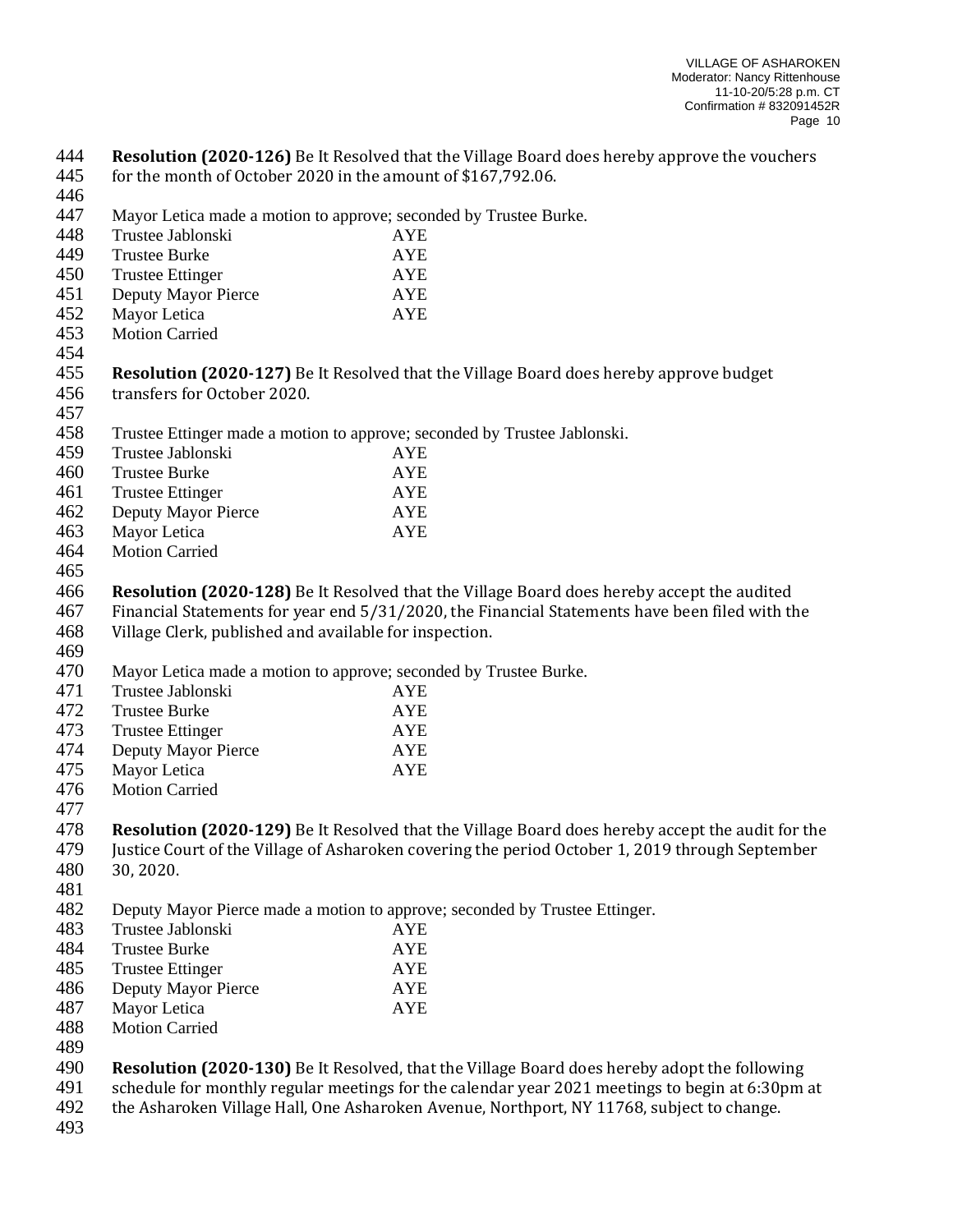**Resolution (2020-126)** Be It Resolved that the Village Board does hereby approve the vouchers for the month of October 2020 in the amount of $167,792.06.

Mayor Letica made a motion to approve; seconded by Trustee Burke.

| | |
|---|---|
| Trustee Jablonski | AYE |
| Trustee Burke | AYE |
| Trustee Ettinger | AYE |
| Deputy Mayor Pierce | AYE |
| Mayor Letica | AYE |

Motion Carried

**Resolution (2020-127)** Be It Resolved that the Village Board does hereby approve budget transfers for October 2020.

Trustee Ettinger made a motion to approve; seconded by Trustee Jablonski.

| | |
|---|---|
| Trustee Jablonski | AYE |
| Trustee Burke | AYE |
| Trustee Ettinger | AYE |
| Deputy Mayor Pierce | AYE |
| Mayor Letica | AYE |

Motion Carried

**Resolution (2020-128)** Be It Resolved that the Village Board does hereby accept the audited Financial Statements for year end 5/31/2020, the Financial Statements have been filed with the Village Clerk, published and available for inspection.

Mayor Letica made a motion to approve; seconded by Trustee Burke.

| | |
|---|---|
| Trustee Jablonski | AYE |
| Trustee Burke | AYE |
| Trustee Ettinger | AYE |
| Deputy Mayor Pierce | AYE |
| Mayor Letica | AYE |

Motion Carried

**Resolution (2020-129)** Be It Resolved that the Village Board does hereby accept the audit for the Justice Court of the Village of Asharoken covering the period October 1, 2019 through September 30, 2020.

Deputy Mayor Pierce made a motion to approve; seconded by Trustee Ettinger.

| | |
|---|---|
| Trustee Jablonski | AYE |
| Trustee Burke | AYE |
| Trustee Ettinger | AYE |
| Deputy Mayor Pierce | AYE |
| Mayor Letica | AYE |

Motion Carried

**Resolution (2020-130)** Be It Resolved, that the Village Board does hereby adopt the following schedule for monthly regular meetings for the calendar year 2021 meetings to begin at 6:30pm at the Asharoken Village Hall, One Asharoken Avenue, Northport, NY 11768, subject to change.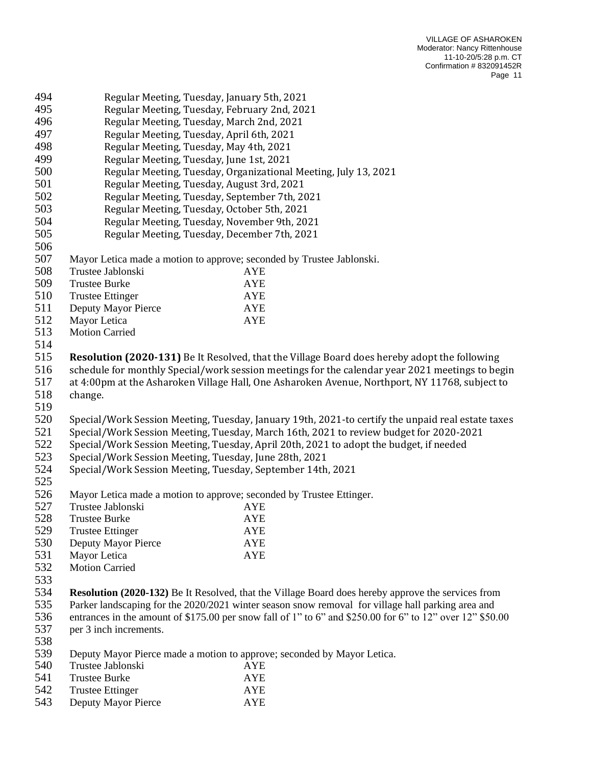Regular Meeting, Tuesday, January 5th, 2021
Regular Meeting, Tuesday, February 2nd, 2021
Regular Meeting, Tuesday, March 2nd, 2021
Regular Meeting, Tuesday, April 6th, 2021
Regular Meeting, Tuesday, May 4th, 2021
Regular Meeting, Tuesday, June 1st, 2021
Regular Meeting, Tuesday, Organizational Meeting, July 13, 2021
Regular Meeting, Tuesday, August 3rd, 2021
Regular Meeting, Tuesday, September 7th, 2021
Regular Meeting, Tuesday, October 5th, 2021
Regular Meeting, Tuesday, November 9th, 2021
Regular Meeting, Tuesday, December 7th, 2021

Mayor Letica made a motion to approve; seconded by Trustee Jablonski.

| | |
|---|---|
| Trustee Jablonski | AYE |
| Trustee Burke | AYE |
| Trustee Ettinger | AYE |
| Deputy Mayor Pierce | AYE |
| Mayor Letica | AYE |

Motion Carried

**Resolution (2020-131)** Be It Resolved, that the Village Board does hereby adopt the following schedule for monthly Special/work session meetings for the calendar year 2021 meetings to begin at 4:00pm at the Asharoken Village Hall, One Asharoken Avenue, Northport, NY 11768, subject to change.

Special/Work Session Meeting, Tuesday, January 19th, 2021-to certify the unpaid real estate taxes
Special/Work Session Meeting, Tuesday, March 16th, 2021 to review budget for 2020-2021
Special/Work Session Meeting, Tuesday, April 20th, 2021 to adopt the budget, if needed
Special/Work Session Meeting, Tuesday, June 28th, 2021
Special/Work Session Meeting, Tuesday, September 14th, 2021

Mayor Letica made a motion to approve; seconded by Trustee Ettinger.

| | |
|---|---|
| Trustee Jablonski | AYE |
| Trustee Burke | AYE |
| Trustee Ettinger | AYE |
| Deputy Mayor Pierce | AYE |
| Mayor Letica | AYE |

Motion Carried

**Resolution (2020-132)** Be It Resolved, that the Village Board does hereby approve the services from Parker landscaping for the 2020/2021 winter season snow removal for village hall parking area and entrances in the amount of $175.00 per snow fall of 1" to 6" and $250.00 for 6" to 12" over 12" $50.00 per 3 inch increments.

Deputy Mayor Pierce made a motion to approve; seconded by Mayor Letica.

| | |
|---|---|
| Trustee Jablonski | AYE |
| Trustee Burke | AYE |
| Trustee Ettinger | AYE |
| Deputy Mayor Pierce | AYE |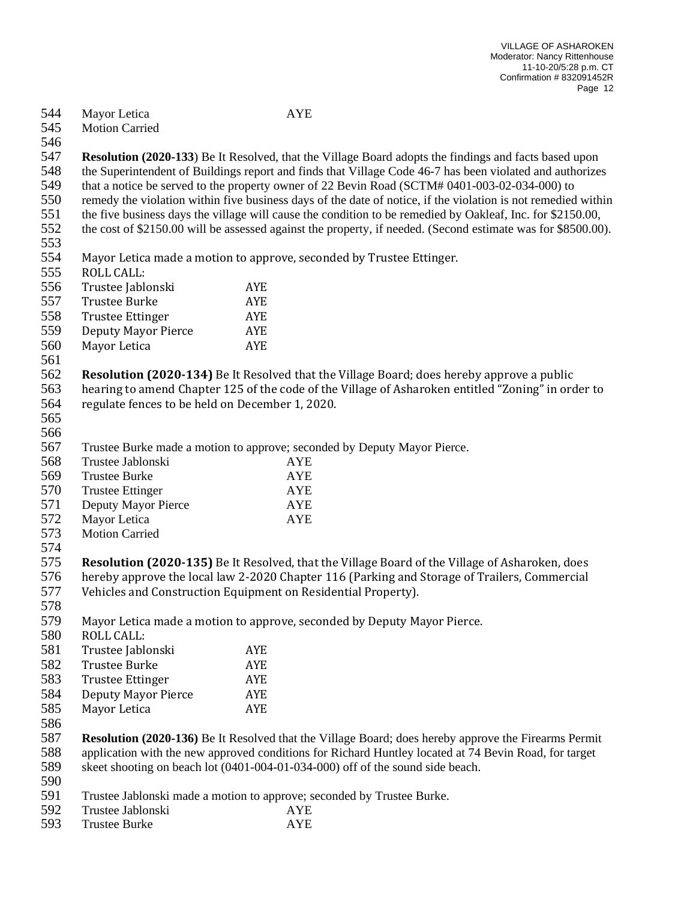Mayor Letica AYE
Motion Carried

**Resolution (2020-133**) Be It Resolved, that the Village Board adopts the findings and facts based upon the Superintendent of Buildings report and finds that Village Code 46-7 has been violated and authorizes that a notice be served to the property owner of 22 Bevin Road (SCTM# 0401-003-02-034-000) to remedy the violation within five business days of the date of notice, if the violation is not remedied within the five business days the village will cause the condition to be remedied by Oakleaf, Inc. for $2150.00, the cost of $2150.00 will be assessed against the property, if needed. (Second estimate was for $8500.00).

Mayor Letica made a motion to approve, seconded by Trustee Ettinger.

ROLL CALL:

| | |
|---|---|
| Trustee Jablonski | AYE |
| Trustee Burke | AYE |
| Trustee Ettinger | AYE |
| Deputy Mayor Pierce | AYE |
| Mayor Letica | AYE |

**Resolution (2020-134)** Be It Resolved that the Village Board; does hereby approve a public hearing to amend Chapter 125 of the code of the Village of Asharoken entitled "Zoning" in order to regulate fences to be held on December 1, 2020.

Trustee Burke made a motion to approve; seconded by Deputy Mayor Pierce.

| | |
|---|---|
| Trustee Jablonski | AYE |
| Trustee Burke | AYE |
| Trustee Ettinger | AYE |
| Deputy Mayor Pierce | AYE |
| Mayor Letica | AYE |

Motion Carried

**Resolution (2020-135)** Be It Resolved, that the Village Board of the Village of Asharoken, does hereby approve the local law 2-2020 Chapter 116 (Parking and Storage of Trailers, Commercial Vehicles and Construction Equipment on Residential Property).

Mayor Letica made a motion to approve, seconded by Deputy Mayor Pierce.

ROLL CALL:

| | |
|---|---|
| Trustee Jablonski | AYE |
| Trustee Burke | AYE |
| Trustee Ettinger | AYE |
| Deputy Mayor Pierce | AYE |
| Mayor Letica | AYE |

**Resolution (2020-136)** Be It Resolved that the Village Board; does hereby approve the Firearms Permit application with the new approved conditions for Richard Huntley located at 74 Bevin Road, for target skeet shooting on beach lot (0401-004-01-034-000) off of the sound side beach.

Trustee Jablonski made a motion to approve; seconded by Trustee Burke.

| | |
|---|---|
| Trustee Jablonski | AYE |
| Trustee Burke | AYE |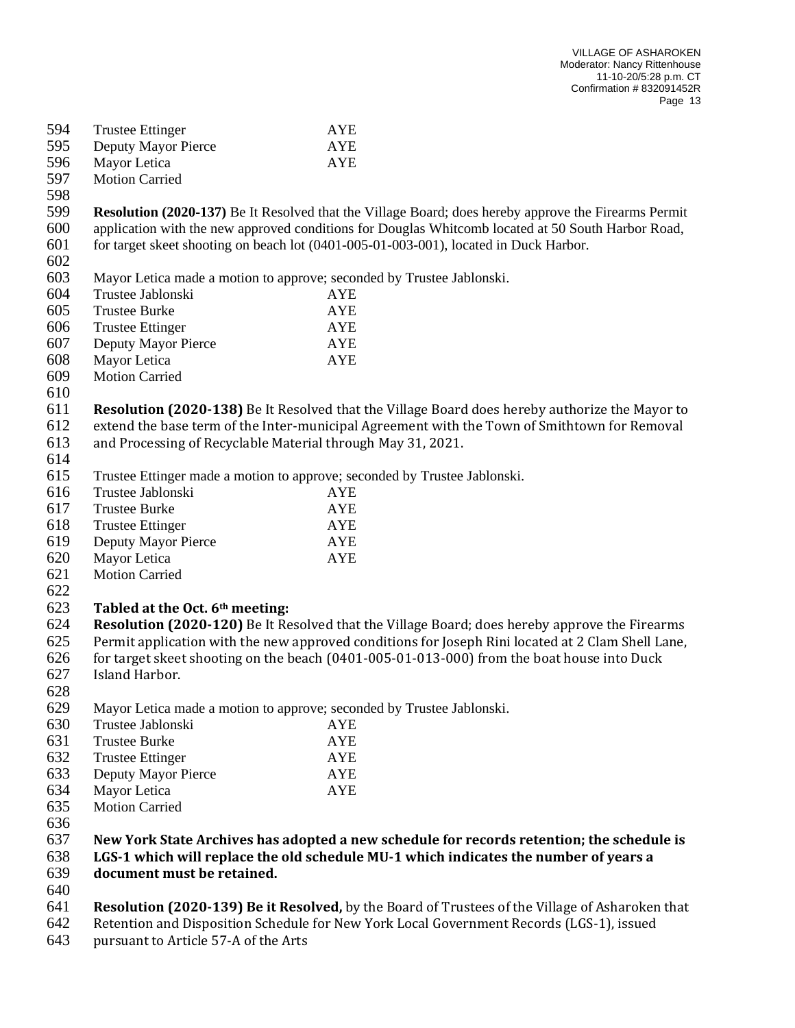| | |
|---|---|
| Trustee Ettinger | AYE |
| Deputy Mayor Pierce | AYE |
| Mayor Letica | AYE |

Motion Carried

**Resolution (2020-137)** Be It Resolved that the Village Board; does hereby approve the Firearms Permit application with the new approved conditions for Douglas Whitcomb located at 50 South Harbor Road, for target skeet shooting on beach lot (0401-005-01-003-001), located in Duck Harbor.

Mayor Letica made a motion to approve; seconded by Trustee Jablonski.

| | |
|---|---|
| Trustee Jablonski | AYE |
| Trustee Burke | AYE |
| Trustee Ettinger | AYE |
| Deputy Mayor Pierce | AYE |
| Mayor Letica | AYE |

Motion Carried

**Resolution (2020-138)** Be It Resolved that the Village Board does hereby authorize the Mayor to extend the base term of the Inter-municipal Agreement with the Town of Smithtown for Removal and Processing of Recyclable Material through May 31, 2021.

Trustee Ettinger made a motion to approve; seconded by Trustee Jablonski.

| | |
|---|---|
| Trustee Jablonski | AYE |
| Trustee Burke | AYE |
| Trustee Ettinger | AYE |
| Deputy Mayor Pierce | AYE |
| Mayor Letica | AYE |

Motion Carried

**Tabled at the Oct. 6th meeting:**

**Resolution (2020-120)** Be It Resolved that the Village Board; does hereby approve the Firearms Permit application with the new approved conditions for Joseph Rini located at 2 Clam Shell Lane, for target skeet shooting on the beach (0401-005-01-013-000) from the boat house into Duck Island Harbor.

Mayor Letica made a motion to approve; seconded by Trustee Jablonski.

| | |
|---|---|
| Trustee Jablonski | AYE |
| Trustee Burke | AYE |
| Trustee Ettinger | AYE |
| Deputy Mayor Pierce | AYE |
| Mayor Letica | AYE |

Motion Carried

**New York State Archives has adopted a new schedule for records retention; the schedule is LGS-1 which will replace the old schedule MU-1 which indicates the number of years a document must be retained.**

**Resolution (2020-139) Be it Resolved,** by the Board of Trustees of the Village of Asharoken that Retention and Disposition Schedule for New York Local Government Records (LGS-1), issued pursuant to Article 57-A of the Arts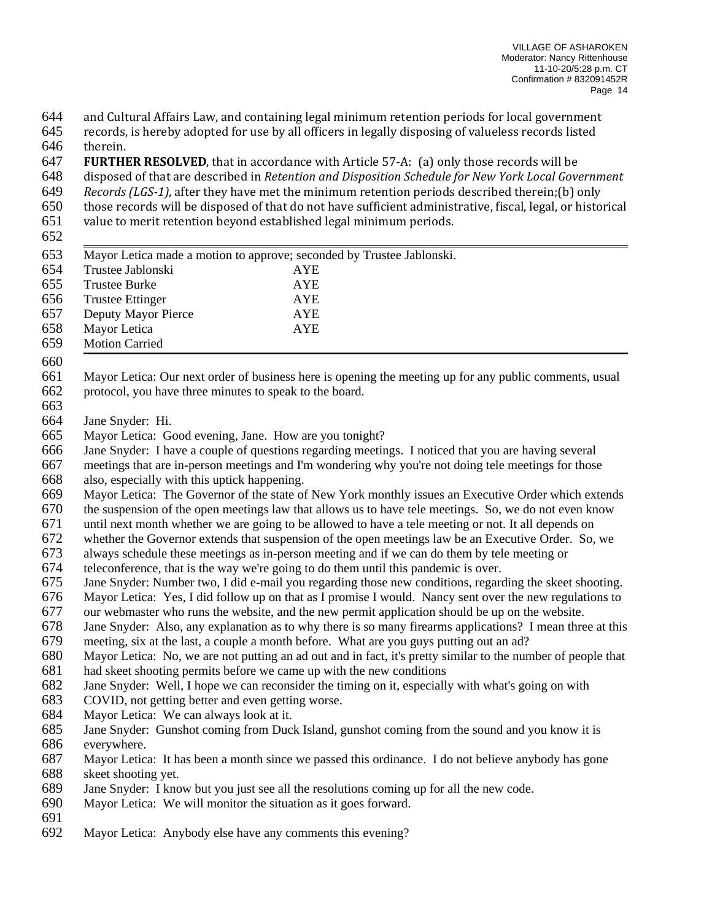and Cultural Affairs Law, and containing legal minimum retention periods for local government records, is hereby adopted for use by all officers in legally disposing of valueless records listed therein.

**FURTHER RESOLVED**, that in accordance with Article 57-A: (a) only those records will be disposed of that are described in *Retention and Disposition Schedule for New York Local Government Records (LGS-1)*, after they have met the minimum retention periods described therein;(b) only those records will be disposed of that do not have sufficient administrative, fiscal, legal, or historical value to merit retention beyond established legal minimum periods.

---

Mayor Letica made a motion to approve; seconded by Trustee Jablonski.

| | |
|---|---|
| Trustee Jablonski | AYE |
| Trustee Burke | AYE |
| Trustee Ettinger | AYE |
| Deputy Mayor Pierce | AYE |
| Mayor Letica | AYE |

Motion Carried

---

Mayor Letica: Our next order of business here is opening the meeting up for any public comments, usual protocol, you have three minutes to speak to the board.

Jane Snyder: Hi.
Mayor Letica: Good evening, Jane. How are you tonight?
Jane Snyder: I have a couple of questions regarding meetings. I noticed that you are having several meetings that are in-person meetings and I'm wondering why you're not doing tele meetings for those also, especially with this uptick happening.
Mayor Letica: The Governor of the state of New York monthly issues an Executive Order which extends the suspension of the open meetings law that allows us to have tele meetings. So, we do not even know until next month whether we are going to be allowed to have a tele meeting or not. It all depends on whether the Governor extends that suspension of the open meetings law be an Executive Order. So, we always schedule these meetings as in-person meeting and if we can do them by tele meeting or teleconference, that is the way we're going to do them until this pandemic is over.
Jane Snyder: Number two, I did e-mail you regarding those new conditions, regarding the skeet shooting.
Mayor Letica: Yes, I did follow up on that as I promise I would. Nancy sent over the new regulations to our webmaster who runs the website, and the new permit application should be up on the website.
Jane Snyder: Also, any explanation as to why there is so many firearms applications? I mean three at this meeting, six at the last, a couple a month before. What are you guys putting out an ad?
Mayor Letica: No, we are not putting an ad out and in fact, it's pretty similar to the number of people that had skeet shooting permits before we came up with the new conditions
Jane Snyder: Well, I hope we can reconsider the timing on it, especially with what's going on with COVID, not getting better and even getting worse.
Mayor Letica: We can always look at it.
Jane Snyder: Gunshot coming from Duck Island, gunshot coming from the sound and you know it is everywhere.
Mayor Letica: It has been a month since we passed this ordinance. I do not believe anybody has gone skeet shooting yet.
Jane Snyder: I know but you just see all the resolutions coming up for all the new code.
Mayor Letica: We will monitor the situation as it goes forward.

Mayor Letica: Anybody else have any comments this evening?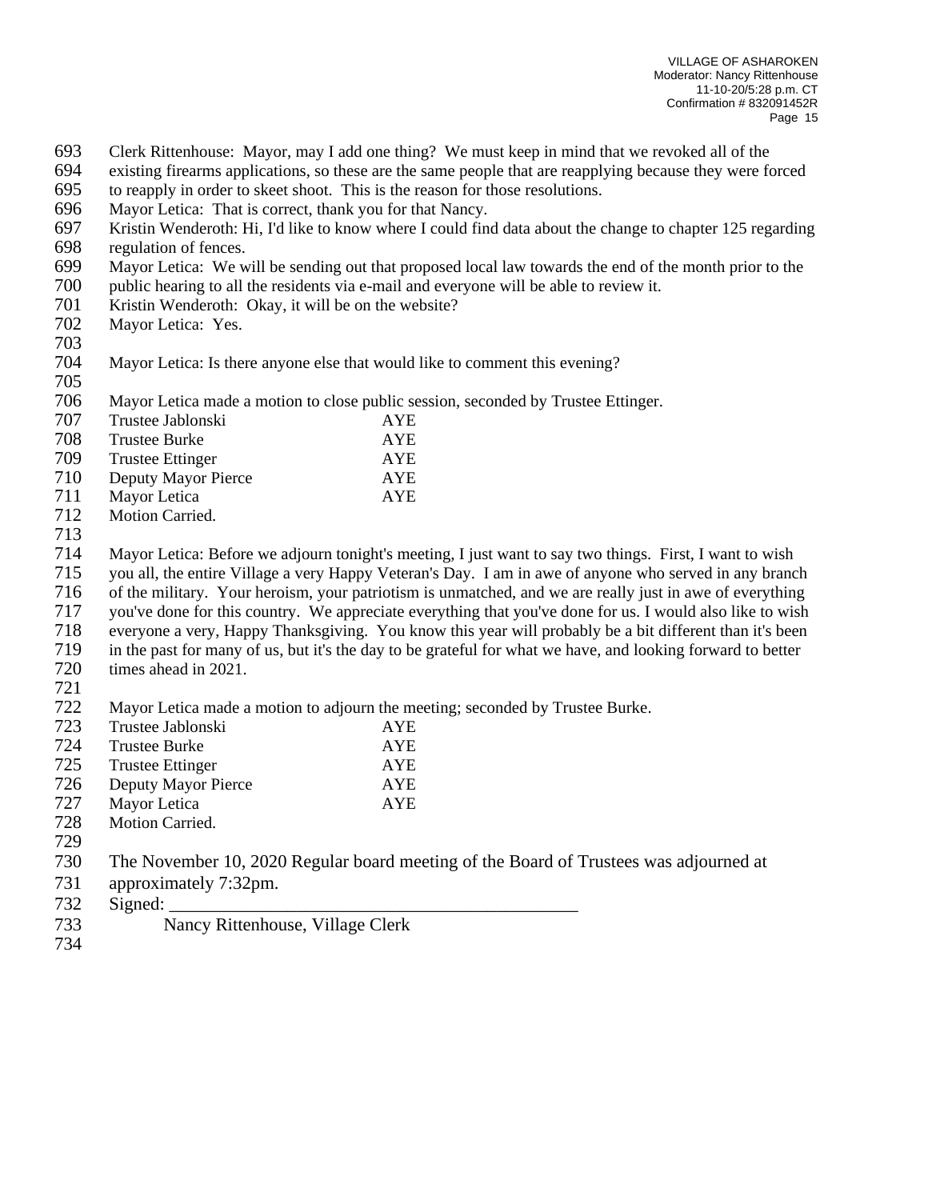Clerk Rittenhouse: Mayor, may I add one thing? We must keep in mind that we revoked all of the existing firearms applications, so these are the same people that are reapplying because they were forced to reapply in order to skeet shoot. This is the reason for those resolutions.

Mayor Letica: That is correct, thank you for that Nancy.

Kristin Wenderoth: Hi, I'd like to know where I could find data about the change to chapter 125 regarding regulation of fences.

Mayor Letica: We will be sending out that proposed local law towards the end of the month prior to the public hearing to all the residents via e-mail and everyone will be able to review it.

Kristin Wenderoth: Okay, it will be on the website?

Mayor Letica: Yes.

Mayor Letica: Is there anyone else that would like to comment this evening?

Mayor Letica made a motion to close public session, seconded by Trustee Ettinger.

| | |
|---|---|
| Trustee Jablonski | AYE |
| Trustee Burke | AYE |
| Trustee Ettinger | AYE |
| Deputy Mayor Pierce | AYE |
| Mayor Letica | AYE |

Motion Carried.

Mayor Letica: Before we adjourn tonight's meeting, I just want to say two things. First, I want to wish you all, the entire Village a very Happy Veteran's Day. I am in awe of anyone who served in any branch of the military. Your heroism, your patriotism is unmatched, and we are really just in awe of everything you've done for this country. We appreciate everything that you've done for us. I would also like to wish everyone a very, Happy Thanksgiving. You know this year will probably be a bit different than it's been in the past for many of us, but it's the day to be grateful for what we have, and looking forward to better times ahead in 2021.

Mayor Letica made a motion to adjourn the meeting; seconded by Trustee Burke.

| | |
|---|---|
| Trustee Jablonski | AYE |
| Trustee Burke | AYE |
| Trustee Ettinger | AYE |
| Deputy Mayor Pierce | AYE |
| Mayor Letica | AYE |

Motion Carried.

The November 10, 2020 Regular board meeting of the Board of Trustees was adjourned at approximately 7:32pm.

Signed: _____________________________________________

Nancy Rittenhouse, Village Clerk